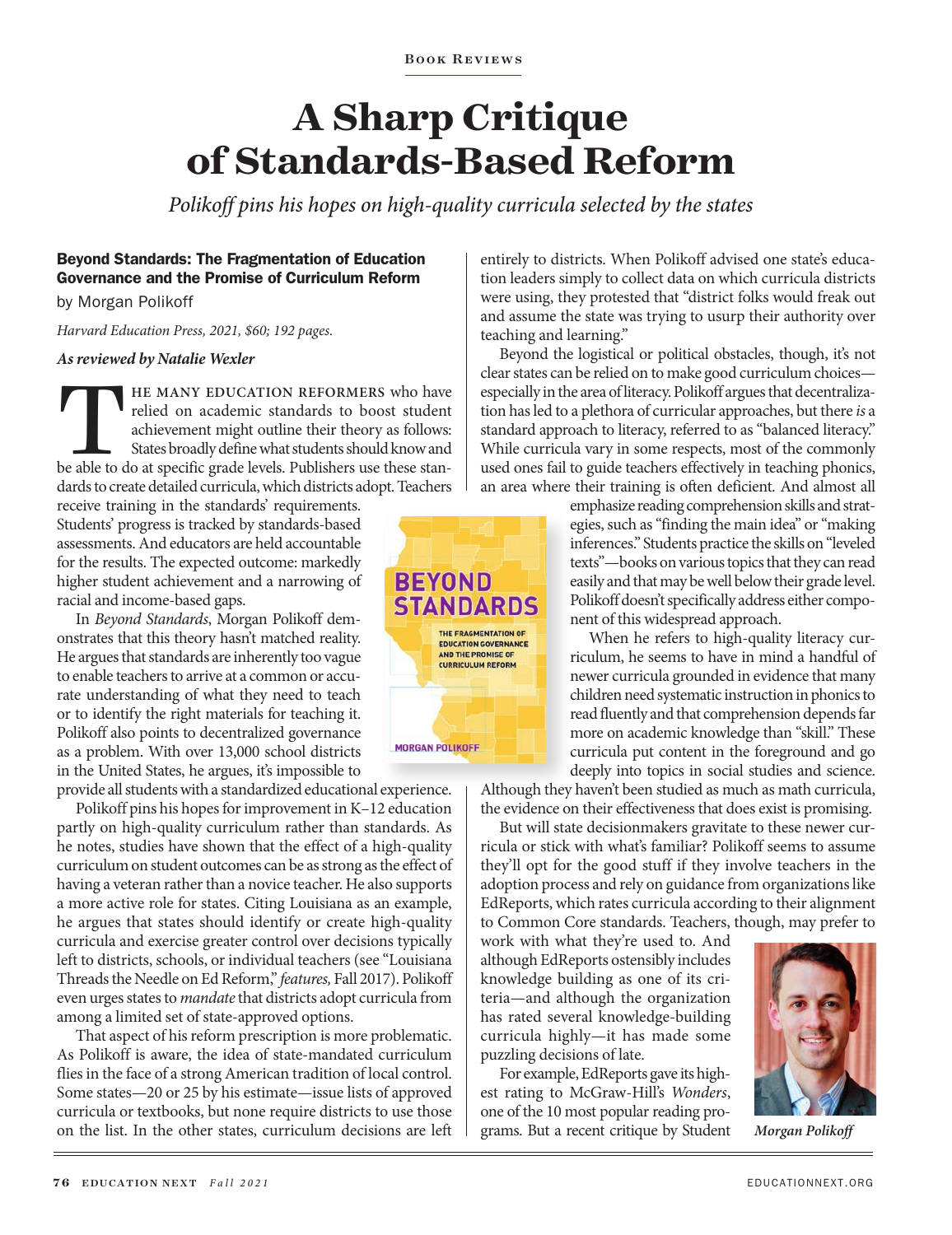Book Reviews

# A Sharp Critique of Standards-Based Reform

*Polikoff pins his hopes on high-quality curricula selected by the states*

**Beyond Standards: The Fragmentation of Education Governance and the Promise of Curriculum Reform**
by Morgan Polikoff

*Harvard Education Press, 2021, $60; 192 pages.*

***As reviewed by Natalie Wexler***

THE MANY EDUCATION REFORMERS who have relied on academic standards to boost student achievement might outline their theory as follows: States broadly define what students should know and be able to do at specific grade levels. Publishers use these standards to create detailed curricula, which districts adopt. Teachers receive training in the standards' requirements. Students' progress is tracked by standards-based assessments. And educators are held accountable for the results. The expected outcome: markedly higher student achievement and a narrowing of racial and income-based gaps.

In *Beyond Standards*, Morgan Polikoff demonstrates that this theory hasn't matched reality. He argues that standards are inherently too vague to enable teachers to arrive at a common or accurate understanding of what they need to teach or to identify the right materials for teaching it. Polikoff also points to decentralized governance as a problem. With over 13,000 school districts in the United States, he argues, it's impossible to provide all students with a standardized educational experience.

Polikoff pins his hopes for improvement in K–12 education partly on high-quality curriculum rather than standards. As he notes, studies have shown that the effect of a high-quality curriculum on student outcomes can be as strong as the effect of having a veteran rather than a novice teacher. He also supports a more active role for states. Citing Louisiana as an example, he argues that states should identify or create high-quality curricula and exercise greater control over decisions typically left to districts, schools, or individual teachers (see "Louisiana Threads the Needle on Ed Reform," *features,* Fall 2017). Polikoff even urges states to *mandate* that districts adopt curricula from among a limited set of state-approved options.

That aspect of his reform prescription is more problematic. As Polikoff is aware, the idea of state-mandated curriculum flies in the face of a strong American tradition of local control. Some states—20 or 25 by his estimate—issue lists of approved curricula or textbooks, but none require districts to use those on the list. In the other states, curriculum decisions are left entirely to districts. When Polikoff advised one state's education leaders simply to collect data on which curricula districts were using, they protested that "district folks would freak out and assume the state was trying to usurp their authority over teaching and learning."

Beyond the logistical or political obstacles, though, it's not clear states can be relied on to make good curriculum choices—especially in the area of literacy. Polikoff argues that decentralization has led to a plethora of curricular approaches, but there *is* a standard approach to literacy, referred to as "balanced literacy." While curricula vary in some respects, most of the commonly used ones fail to guide teachers effectively in teaching phonics, an area where their training is often deficient. And almost all emphasize reading comprehension skills and strategies, such as "finding the main idea" or "making inferences." Students practice the skills on "leveled texts"—books on various topics that they can read easily and that may be well below their grade level. Polikoff doesn't specifically address either component of this widespread approach.

When he refers to high-quality literacy curriculum, he seems to have in mind a handful of newer curricula grounded in evidence that many children need systematic instruction in phonics to read fluently and that comprehension depends far more on academic knowledge than "skill." These curricula put content in the foreground and go deeply into topics in social studies and science. Although they haven't been studied as much as math curricula, the evidence on their effectiveness that does exist is promising.

But will state decisionmakers gravitate to these newer curricula or stick with what's familiar? Polikoff seems to assume they'll opt for the good stuff if they involve teachers in the adoption process and rely on guidance from organizations like EdReports, which rates curricula according to their alignment to Common Core standards. Teachers, though, may prefer to work with what they're used to. And although EdReports ostensibly includes knowledge building as one of its criteria—and although the organization has rated several knowledge-building curricula highly—it has made some puzzling decisions of late.

For example, EdReports gave its highest rating to McGraw-Hill's *Wonders*, one of the 10 most popular reading programs. But a recent critique by Student

*Morgan Polikoff*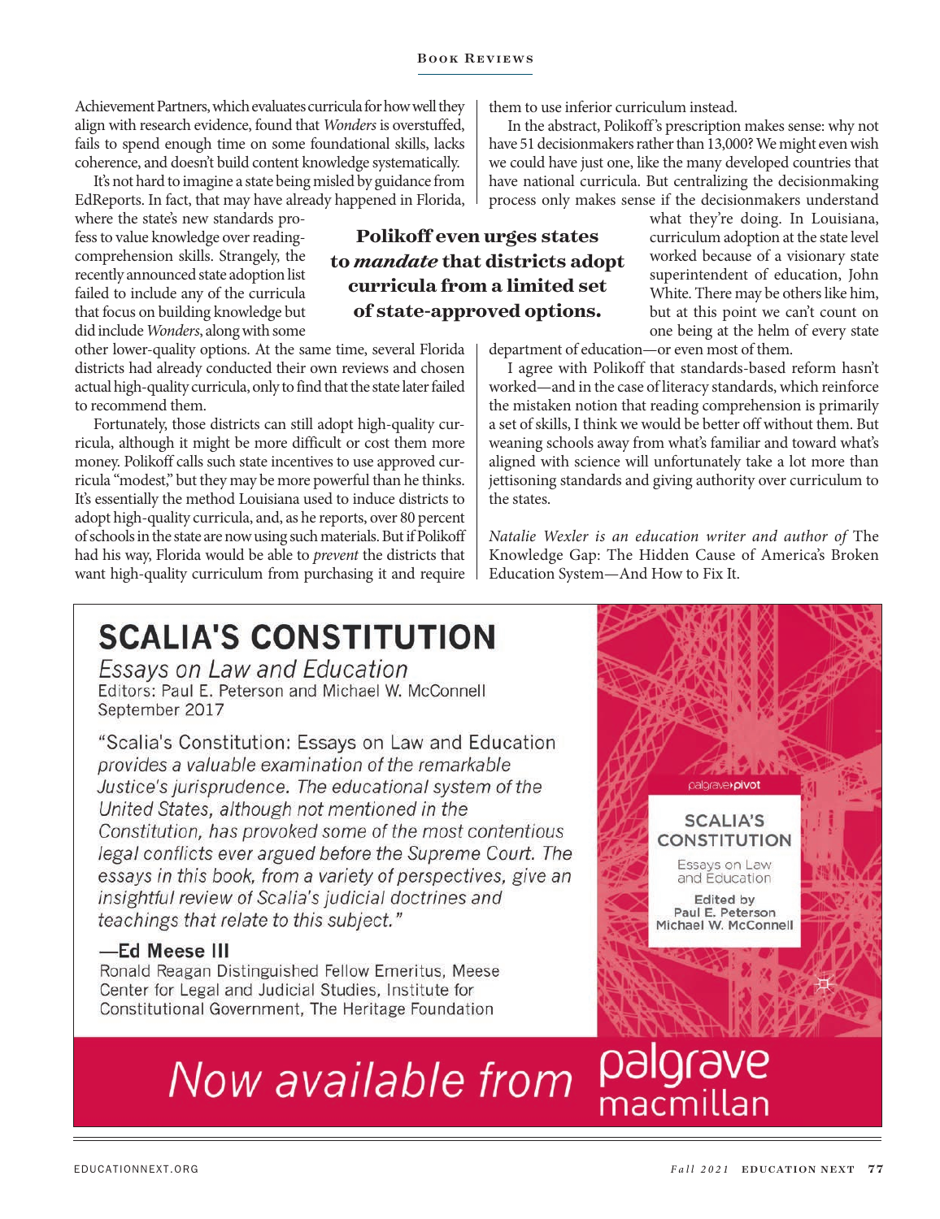Achievement Partners, which evaluates curricula for how well they align with research evidence, found that *Wonders* is overstuffed, fails to spend enough time on some foundational skills, lacks coherence, and doesn't build content knowledge systematically.

It's not hard to imagine a state being misled by guidance from EdReports. In fact, that may have already happened in Florida, where the state's new standards profess to value knowledge over reading-comprehension skills. Strangely, the recently announced state adoption list failed to include any of the curricula that focus on building knowledge but did include *Wonders*, along with some other lower-quality options. At the same time, several Florida districts had already conducted their own reviews and chosen actual high-quality curricula, only to find that the state later failed to recommend them.

Fortunately, those districts can still adopt high-quality curricula, although it might be more difficult or cost them more money. Polikoff calls such state incentives to use approved curricula "modest," but they may be more powerful than he thinks. It's essentially the method Louisiana used to induce districts to adopt high-quality curricula, and, as he reports, over 80 percent of schools in the state are now using such materials. But if Polikoff had his way, Florida would be able to *prevent* the districts that want high-quality curriculum from purchasing it and require them to use inferior curriculum instead.

**Polikoff even urges states to *mandate* that districts adopt curricula from a limited set of state-approved options.**

In the abstract, Polikoff's prescription makes sense: why not have 51 decisionmakers rather than 13,000? We might even wish we could have just one, like the many developed countries that have national curricula. But centralizing the decisionmaking process only makes sense if the decisionmakers understand what they're doing. In Louisiana, curriculum adoption at the state level worked because of a visionary state superintendent of education, John White. There may be others like him, but at this point we can't count on one being at the helm of every state department of education—or even most of them.

I agree with Polikoff that standards-based reform hasn't worked—and in the case of literacy standards, which reinforce the mistaken notion that reading comprehension is primarily a set of skills, I think we would be better off without them. But weaning schools away from what's familiar and toward what's aligned with science will unfortunately take a lot more than jettisoning standards and giving authority over curriculum to the states.

*Natalie Wexler is an education writer and author of* The Knowledge Gap: The Hidden Cause of America's Broken Education System—And How to Fix It.

# SCALIA'S CONSTITUTION

*Essays on Law and Education*

Editors: Paul E. Peterson and Michael W. McConnell

September 2017

*"Scalia's Constitution: Essays on Law and Education provides a valuable examination of the remarkable Justice's jurisprudence. The educational system of the United States, although not mentioned in the Constitution, has provoked some of the most contentious legal conflicts ever argued before the Supreme Court. The essays in this book, from a variety of perspectives, give an insightful review of Scalia's judicial doctrines and teachings that relate to this subject."*

**—Ed Meese III**

Ronald Reagan Distinguished Fellow Emeritus, Meese Center for Legal and Judicial Studies, Institute for Constitutional Government, The Heritage Foundation

palgrave pivot

SCALIA'S CONSTITUTION

Essays on Law and Education

Edited by Paul E. Peterson Michael W. McConnell

*Now available from* palgrave macmillan